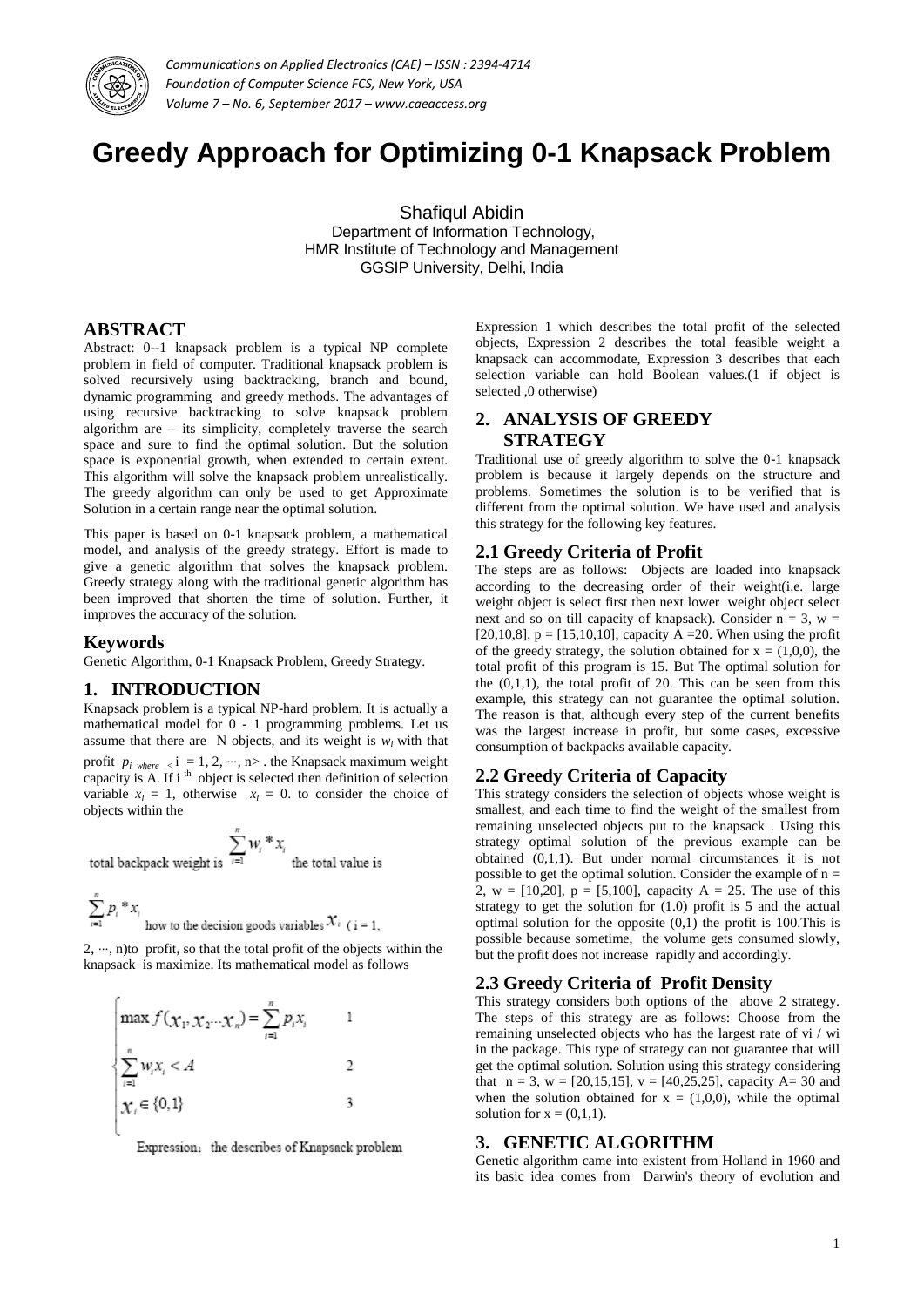# Greedy Approach for Optimizing 0-1 Knapsack Problem

Shafiqul Abidin
Department of Information Technology,
HMR Institute of Technology and Management
GGSIP University, Delhi, India

## ABSTRACT

Abstract: 0--1 knapsack problem is a typical NP complete problem in field of computer. Traditional knapsack problem is solved recursively using backtracking, branch and bound, dynamic programming and greedy methods. The advantages of using recursive backtracking to solve knapsack problem algorithm are – its simplicity, completely traverse the search space and sure to find the optimal solution. But the solution space is exponential growth, when extended to certain extent. This algorithm will solve the knapsack problem unrealistically. The greedy algorithm can only be used to get Approximate Solution in a certain range near the optimal solution.

This paper is based on 0-1 knapsack problem, a mathematical model, and analysis of the greedy strategy. Effort is made to give a genetic algorithm that solves the knapsack problem. Greedy strategy along with the traditional genetic algorithm has been improved that shorten the time of solution. Further, it improves the accuracy of the solution.

### Keywords

Genetic Algorithm, 0-1 Knapsack Problem, Greedy Strategy.

## 1. INTRODUCTION

Knapsack problem is a typical NP-hard problem. It is actually a mathematical model for 0 - 1 programming problems. Let us assume that there are N objects, and its weight is $w_i$ with that profit $p_{i\ where}$ < i = 1, 2, ···, n> . the Knapsack maximum weight capacity is A. If i[th] object is selected then definition of selection variable $x_i$ = 1, otherwise $x_i$ = 0. to consider the choice of objects within the

total backpack weight is $\sum_{i=1}^{n} w_i * x_i$ the total value is

$\sum_{i=1}^{n} p_i * x_i$ how to the decision goods variables $x_i$ ( i = 1, 2, ···, n)to profit, so that the total profit of the objects within the knapsack is maximize. Its mathematical model as follows

$$
\begin{cases}
\max f(x_1, x_2 \cdots x_n) = \sum_{i=1}^{n} p_i x_i & 1 \\
\sum_{i=1}^{n} w_i x_i < A & 2 \\
x_i \in \{0,1\} & 3
\end{cases}
$$

Expression: the describes of Knapsack problem

Expression 1 which describes the total profit of the selected objects, Expression 2 describes the total feasible weight a knapsack can accommodate, Expression 3 describes that each selection variable can hold Boolean values.(1 if object is selected ,0 otherwise)

## 2. ANALYSIS OF GREEDY STRATEGY

Traditional use of greedy algorithm to solve the 0-1 knapsack problem is because it largely depends on the structure and problems. Sometimes the solution is to be verified that is different from the optimal solution. We have used and analysis this strategy for the following key features.

### 2.1 Greedy Criteria of Profit

The steps are as follows: Objects are loaded into knapsack according to the decreasing order of their weight(i.e. large weight object is select first then next lower weight object select next and so on till capacity of knapsack). Consider n = 3, w = [20,10,8], p = [15,10,10], capacity A =20. When using the profit of the greedy strategy, the solution obtained for x = (1,0,0), the total profit of this program is 15. But The optimal solution for the (0,1,1), the total profit of 20. This can be seen from this example, this strategy can not guarantee the optimal solution. The reason is that, although every step of the current benefits was the largest increase in profit, but some cases, excessive consumption of backpacks available capacity.

### 2.2 Greedy Criteria of Capacity

This strategy considers the selection of objects whose weight is smallest, and each time to find the weight of the smallest from remaining unselected objects put to the knapsack . Using this strategy optimal solution of the previous example can be obtained (0,1,1). But under normal circumstances it is not possible to get the optimal solution. Consider the example of n = 2, w = [10,20], p = [5,100], capacity A = 25. The use of this strategy to get the solution for (1.0) profit is 5 and the actual optimal solution for the opposite (0,1) the profit is 100.This is possible because sometime, the volume gets consumed slowly, but the profit does not increase rapidly and accordingly.

### 2.3 Greedy Criteria of Profit Density

This strategy considers both options of the above 2 strategy. The steps of this strategy are as follows: Choose from the remaining unselected objects who has the largest rate of vi / wi in the package. This type of strategy can not guarantee that will get the optimal solution. Solution using this strategy considering that n = 3, w = [20,15,15], v = [40,25,25], capacity A= 30 and when the solution obtained for x = (1,0,0), while the optimal solution for x = (0,1,1).

## 3. GENETIC ALGORITHM

Genetic algorithm came into existent from Holland in 1960 and its basic idea comes from Darwin's theory of evolution and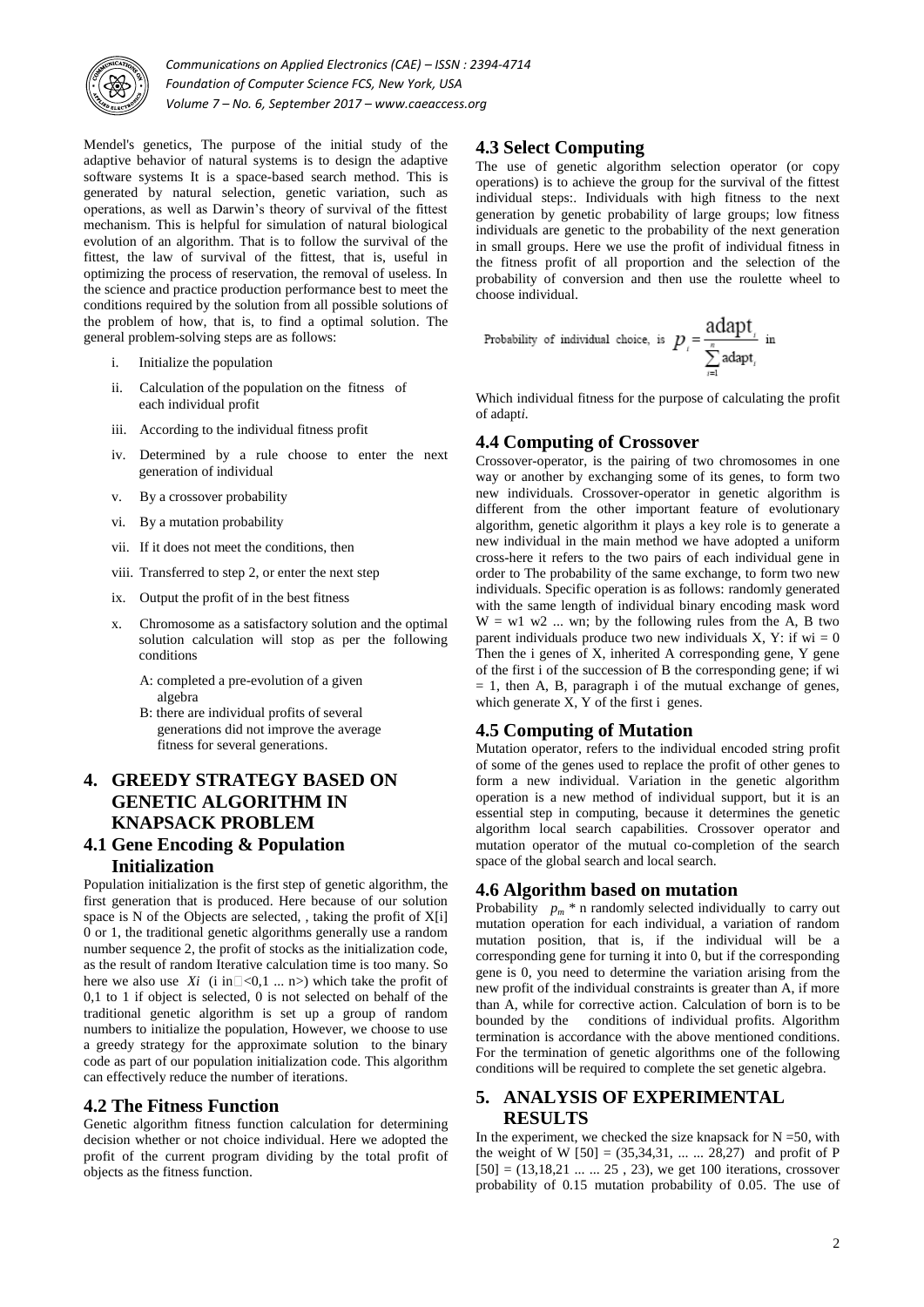Mendel's genetics, The purpose of the initial study of the adaptive behavior of natural systems is to design the adaptive software systems It is a space-based search method. This is generated by natural selection, genetic variation, such as operations, as well as Darwin's theory of survival of the fittest mechanism. This is helpful for simulation of natural biological evolution of an algorithm. That is to follow the survival of the fittest, the law of survival of the fittest, that is, useful in optimizing the process of reservation, the removal of useless. In the science and practice production performance best to meet the conditions required by the solution from all possible solutions of the problem of how, that is, to find a optimal solution. The general problem-solving steps are as follows:

i. Initialize the population
ii. Calculation of the population on the fitness of each individual profit
iii. According to the individual fitness profit
iv. Determined by a rule choose to enter the next generation of individual
v. By a crossover probability
vi. By a mutation probability
vii. If it does not meet the conditions, then
viii. Transferred to step 2, or enter the next step
ix. Output the profit of in the best fitness
x. Chromosome as a satisfactory solution and the optimal solution calculation will stop as per the following conditions
   A: completed a pre-evolution of a given algebra
   B: there are individual profits of several generations did not improve the average fitness for several generations.

# 4. GREEDY STRATEGY BASED ON GENETIC ALGORITHM IN KNAPSACK PROBLEM

## 4.1 Gene Encoding & Population Initialization

Population initialization is the first step of genetic algorithm, the first generation that is produced. Here because of our solution space is N of the Objects are selected, , taking the profit of X[i] 0 or 1, the traditional genetic algorithms generally use a random number sequence 2, the profit of stocks as the initialization code, as the result of random Iterative calculation time is too many. So here we also use $Xi$ (i in<0,1 ... n>) which take the profit of 0,1 to 1 if object is selected, 0 is not selected on behalf of the traditional genetic algorithm is set up a group of random numbers to initialize the population, However, we choose to use a greedy strategy for the approximate solution to the binary code as part of our population initialization code. This algorithm can effectively reduce the number of iterations.

## 4.2 The Fitness Function

Genetic algorithm fitness function calculation for determining decision whether or not choice individual. Here we adopted the profit of the current program dividing by the total profit of objects as the fitness function.

## 4.3 Select Computing

The use of genetic algorithm selection operator (or copy operations) is to achieve the group for the survival of the fittest individual steps:. Individuals with high fitness to the next generation by genetic probability of large groups; low fitness individuals are genetic to the probability of the next generation in small groups. Here we use the profit of individual fitness in the fitness profit of all proportion and the selection of the probability of conversion and then use the roulette wheel to choose individual.

Probability of individual choice, is $p_i = \dfrac{\text{adapt}_i}{\sum_{i=1}^{n} \text{adapt}_i}$ in

Which individual fitness for the purpose of calculating the profit of adapt*i*.

## 4.4 Computing of Crossover

Crossover-operator, is the pairing of two chromosomes in one way or another by exchanging some of its genes, to form two new individuals. Crossover-operator in genetic algorithm is different from the other important feature of evolutionary algorithm, genetic algorithm it plays a key role is to generate a new individual in the main method we have adopted a uniform cross-here it refers to the two pairs of each individual gene in order to The probability of the same exchange, to form two new individuals. Specific operation is as follows: randomly generated with the same length of individual binary encoding mask word W = w1 w2 ... wn; by the following rules from the A, B two parent individuals produce two new individuals X, Y: if wi = 0 Then the i genes of X, inherited A corresponding gene, Y gene of the first i of the succession of B the corresponding gene; if wi = 1, then A, B, paragraph i of the mutual exchange of genes, which generate X, Y of the first i genes.

## 4.5 Computing of Mutation

Mutation operator, refers to the individual encoded string profit of some of the genes used to replace the profit of other genes to form a new individual. Variation in the genetic algorithm operation is a new method of individual support, but it is an essential step in computing, because it determines the genetic algorithm local search capabilities. Crossover operator and mutation operator of the mutual co-completion of the search space of the global search and local search.

## 4.6 Algorithm based on mutation

Probability $p_m$ * n randomly selected individually to carry out mutation operation for each individual, a variation of random mutation position, that is, if the individual will be a corresponding gene for turning it into 0, but if the corresponding gene is 0, you need to determine the variation arising from the new profit of the individual constraints is greater than A, if more than A, while for corrective action. Calculation of born is to be bounded by the conditions of individual profits. Algorithm termination is accordance with the above mentioned conditions. For the termination of genetic algorithms one of the following conditions will be required to complete the set genetic algebra.

# 5. ANALYSIS OF EXPERIMENTAL RESULTS

In the experiment, we checked the size knapsack for N =50, with the weight of W [50] = (35,34,31, ... ... 28,27) and profit of P [50] = (13,18,21 ... ... 25 , 23), we get 100 iterations, crossover probability of 0.15 mutation probability of 0.05. The use of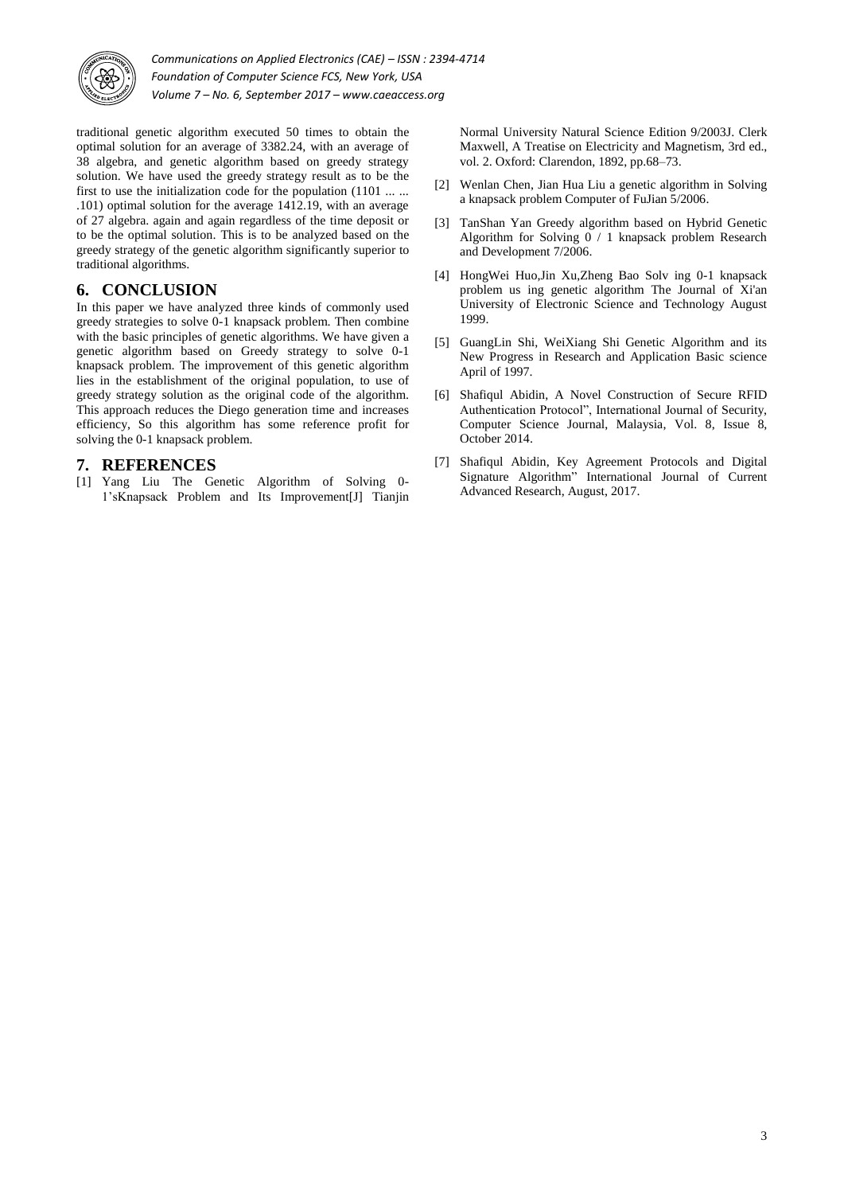traditional genetic algorithm executed 50 times to obtain the optimal solution for an average of 3382.24, with an average of 38 algebra, and genetic algorithm based on greedy strategy solution. We have used the greedy strategy result as to be the first to use the initialization code for the population (1101 ... ... .101) optimal solution for the average 1412.19, with an average of 27 algebra. again and again regardless of the time deposit or to be the optimal solution. This is to be analyzed based on the greedy strategy of the genetic algorithm significantly superior to traditional algorithms.

## 6. CONCLUSION

In this paper we have analyzed three kinds of commonly used greedy strategies to solve 0-1 knapsack problem. Then combine with the basic principles of genetic algorithms. We have given a genetic algorithm based on Greedy strategy to solve 0-1 knapsack problem. The improvement of this genetic algorithm lies in the establishment of the original population, to use of greedy strategy solution as the original code of the algorithm. This approach reduces the Diego generation time and increases efficiency, So this algorithm has some reference profit for solving the 0-1 knapsack problem.

## 7. REFERENCES

[1] Yang Liu The Genetic Algorithm of Solving 0-1'sKnapsack Problem and Its Improvement[J] Tianjin Normal University Natural Science Edition 9/2003J. Clerk Maxwell, A Treatise on Electricity and Magnetism, 3rd ed., vol. 2. Oxford: Clarendon, 1892, pp.68–73.

[2] Wenlan Chen, Jian Hua Liu a genetic algorithm in Solving a knapsack problem Computer of FuJian 5/2006.

[3] TanShan Yan Greedy algorithm based on Hybrid Genetic Algorithm for Solving 0 / 1 knapsack problem Research and Development 7/2006.

[4] HongWei Huo,Jin Xu,Zheng Bao Solv ing 0-1 knapsack problem us ing genetic algorithm The Journal of Xi'an University of Electronic Science and Technology August 1999.

[5] GuangLin Shi, WeiXiang Shi Genetic Algorithm and its New Progress in Research and Application Basic science April of 1997.

[6] Shafiqul Abidin, A Novel Construction of Secure RFID Authentication Protocol", International Journal of Security, Computer Science Journal, Malaysia, Vol. 8, Issue 8, October 2014.

[7] Shafiqul Abidin, Key Agreement Protocols and Digital Signature Algorithm" International Journal of Current Advanced Research, August, 2017.